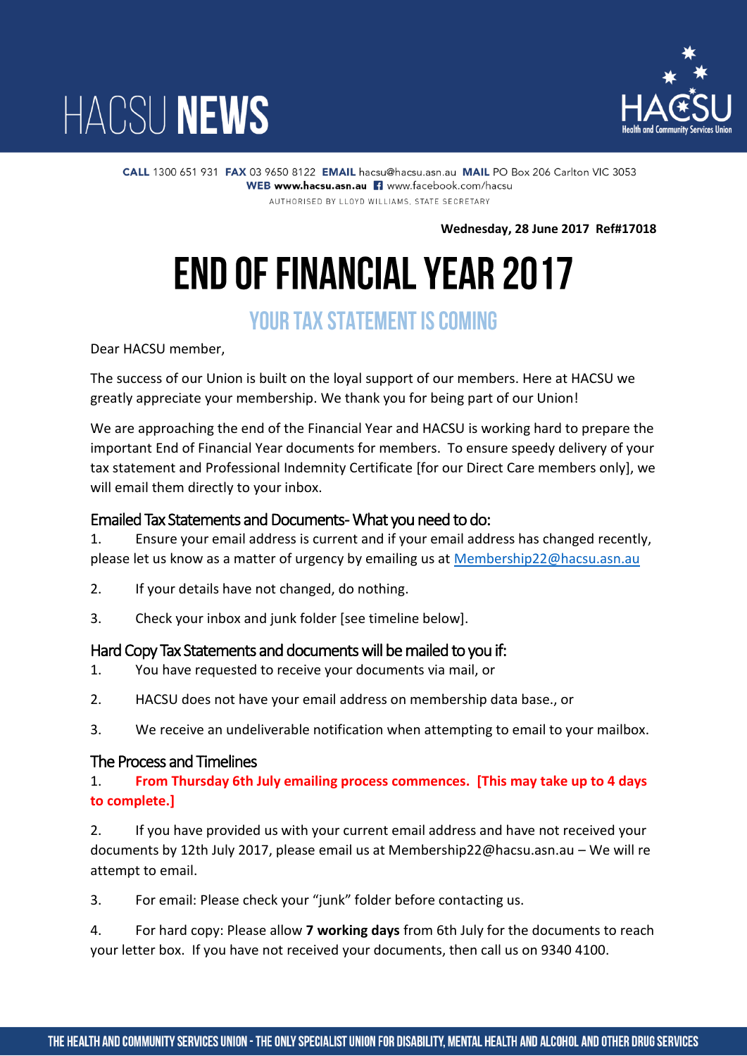# HACSU NEWS

**CALL** 1300 651 931 **FAX** 03 9650 8122 **EMAIL** hacsu@hacsu.asn.au **MAIL** PO Box 206 Carlton VIC 3053
**WEB** **www.hacsu.asn.au** www.facebook.com/hacsu
AUTHORISED BY LLOYD WILLIAMS, STATE SECRETARY

**Wednesday, 28 June 2017 Ref#17018**

# END OF FINANCIAL YEAR 2017

## YOUR TAX STATEMENT IS COMING

Dear HACSU member,

The success of our Union is built on the loyal support of our members. Here at HACSU we greatly appreciate your membership. We thank you for being part of our Union!

We are approaching the end of the Financial Year and HACSU is working hard to prepare the important End of Financial Year documents for members. To ensure speedy delivery of your tax statement and Professional Indemnity Certificate [for our Direct Care members only], we will email them directly to your inbox.

### Emailed Tax Statements and Documents- What you need to do:

1. Ensure your email address is current and if your email address has changed recently, please let us know as a matter of urgency by emailing us at Membership22@hacsu.asn.au
2. If your details have not changed, do nothing.
3. Check your inbox and junk folder [see timeline below].

### Hard Copy Tax Statements and documents will be mailed to you if:

1. You have requested to receive your documents via mail, or
2. HACSU does not have your email address on membership data base., or
3. We receive an undeliverable notification when attempting to email to your mailbox.

### The Process and Timelines

1. **From Thursday 6th July emailing process commences. [This may take up to 4 days to complete.]**
2. If you have provided us with your current email address and have not received your documents by 12th July 2017, please email us at Membership22@hacsu.asn.au – We will re attempt to email.
3. For email: Please check your "junk" folder before contacting us.
4. For hard copy: Please allow **7 working days** from 6th July for the documents to reach your letter box. If you have not received your documents, then call us on 9340 4100.

THE HEALTH AND COMMUNITY SERVICES UNION - THE ONLY SPECIALIST UNION FOR DISABILITY, MENTAL HEALTH AND ALCOHOL AND OTHER DRUG SERVICES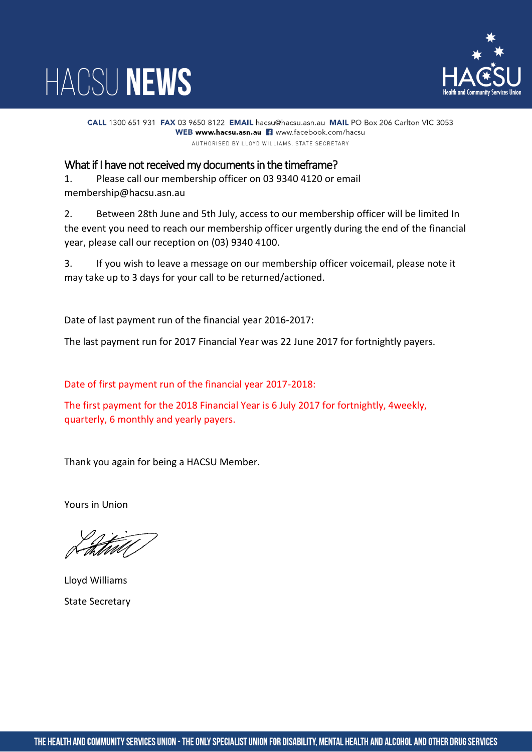# HACSU NEWS

**CALL** 1300 651 931 **FAX** 03 9650 8122 **EMAIL** hacsu@hacsu.asn.au **MAIL** PO Box 206 Carlton VIC 3053
**WEB** **www.hacsu.asn.au** www.facebook.com/hacsu
AUTHORISED BY LLOYD WILLIAMS, STATE SECRETARY

## What if I have not received my documents in the timeframe?

1. Please call our membership officer on 03 9340 4120 or email membership@hacsu.asn.au

2. Between 28th June and 5th July, access to our membership officer will be limited In the event you need to reach our membership officer urgently during the end of the financial year, please call our reception on (03) 9340 4100.

3. If you wish to leave a message on our membership officer voicemail, please note it may take up to 3 days for your call to be returned/actioned.

Date of last payment run of the financial year 2016-2017:

The last payment run for 2017 Financial Year was 22 June 2017 for fortnightly payers.

Date of first payment run of the financial year 2017-2018:

The first payment for the 2018 Financial Year is 6 July 2017 for fortnightly, 4weekly, quarterly, 6 monthly and yearly payers.

Thank you again for being a HACSU Member.

Yours in Union

Lloyd Williams

State Secretary

THE HEALTH AND COMMUNITY SERVICES UNION - THE ONLY SPECIALIST UNION FOR DISABILITY, MENTAL HEALTH AND ALCOHOL AND OTHER DRUG SERVICES